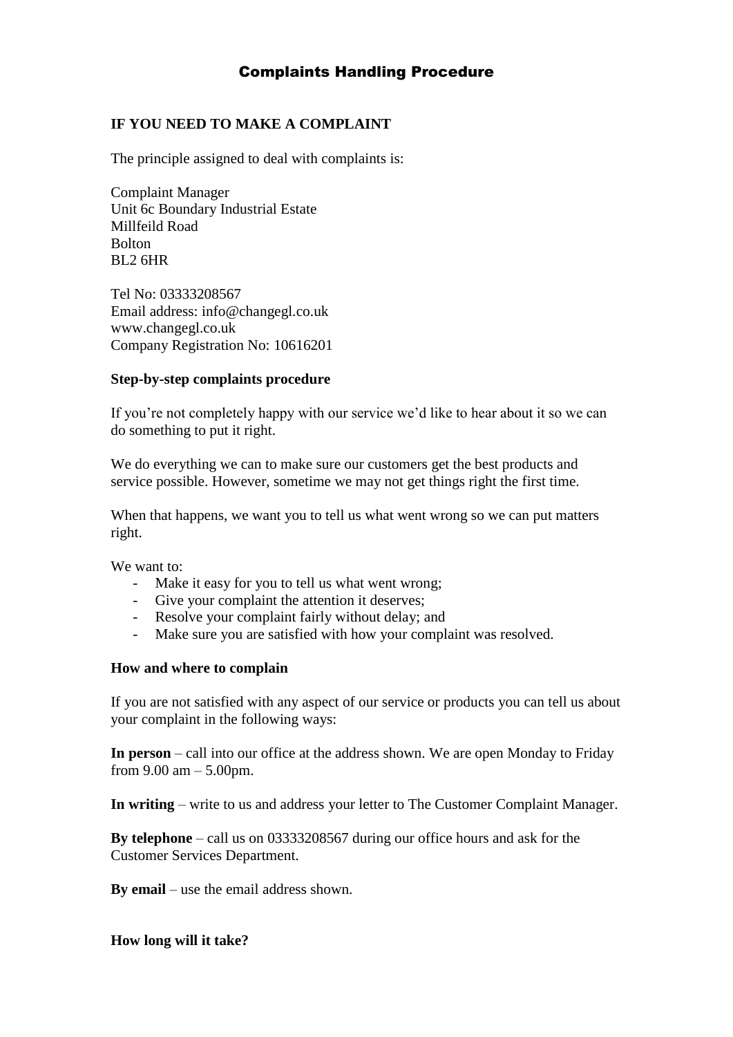# Complaints Handling Procedure

## IF YOU NEED TO MAKE A COMPLAINT

The principle assigned to deal with complaints is:

Complaint Manager
Unit 6c Boundary Industrial Estate
Millfeild Road
Bolton
BL2 6HR

Tel No: 03333208567
Email address: info@changegl.co.uk
www.changegl.co.uk
Company Registration No: 10616201

### Step-by-step complaints procedure

If you're not completely happy with our service we'd like to hear about it so we can do something to put it right.

We do everything we can to make sure our customers get the best products and service possible. However, sometime we may not get things right the first time.

When that happens, we want you to tell us what went wrong so we can put matters right.

We want to:

- Make it easy for you to tell us what went wrong;
- Give your complaint the attention it deserves;
- Resolve your complaint fairly without delay; and
- Make sure you are satisfied with how your complaint was resolved.

### How and where to complain

If you are not satisfied with any aspect of our service or products you can tell us about your complaint in the following ways:

**In person** – call into our office at the address shown. We are open Monday to Friday from 9.00 am – 5.00pm.

**In writing** – write to us and address your letter to The Customer Complaint Manager.

**By telephone** – call us on 03333208567 during our office hours and ask for the Customer Services Department.

**By email** – use the email address shown.

### How long will it take?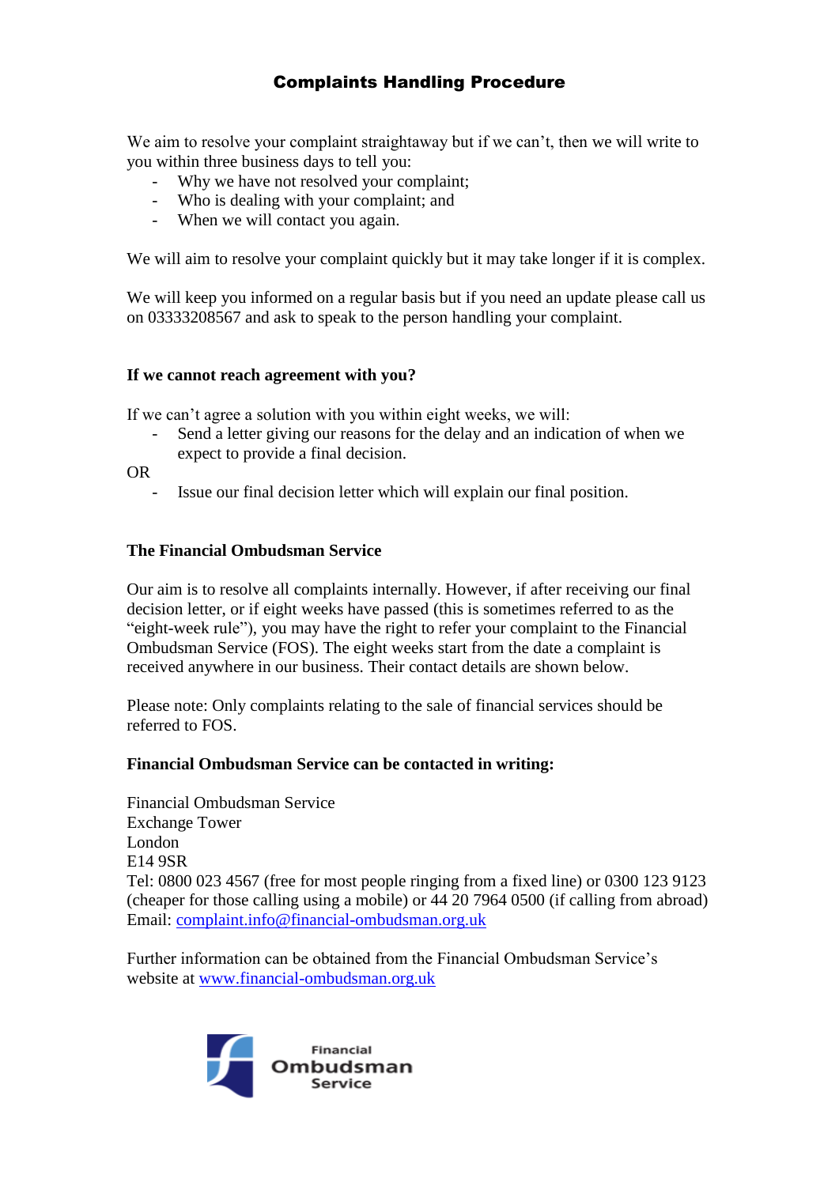# Complaints Handling Procedure

We aim to resolve your complaint straightaway but if we can't, then we will write to you within three business days to tell you:

- Why we have not resolved your complaint;
- Who is dealing with your complaint; and
- When we will contact you again.

We will aim to resolve your complaint quickly but it may take longer if it is complex.

We will keep you informed on a regular basis but if you need an update please call us on 03333208567 and ask to speak to the person handling your complaint.

**If we cannot reach agreement with you?**

If we can't agree a solution with you within eight weeks, we will:

- Send a letter giving our reasons for the delay and an indication of when we expect to provide a final decision.

OR

- Issue our final decision letter which will explain our final position.

**The Financial Ombudsman Service**

Our aim is to resolve all complaints internally. However, if after receiving our final decision letter, or if eight weeks have passed (this is sometimes referred to as the "eight-week rule"), you may have the right to refer your complaint to the Financial Ombudsman Service (FOS). The eight weeks start from the date a complaint is received anywhere in our business. Their contact details are shown below.

Please note: Only complaints relating to the sale of financial services should be referred to FOS.

**Financial Ombudsman Service can be contacted in writing:**

Financial Ombudsman Service
Exchange Tower
London
E14 9SR
Tel: 0800 023 4567 (free for most people ringing from a fixed line) or 0300 123 9123 (cheaper for those calling using a mobile) or 44 20 7964 0500 (if calling from abroad)
Email: complaint.info@financial-ombudsman.org.uk

Further information can be obtained from the Financial Ombudsman Service's website at www.financial-ombudsman.org.uk

Financial Ombudsman Service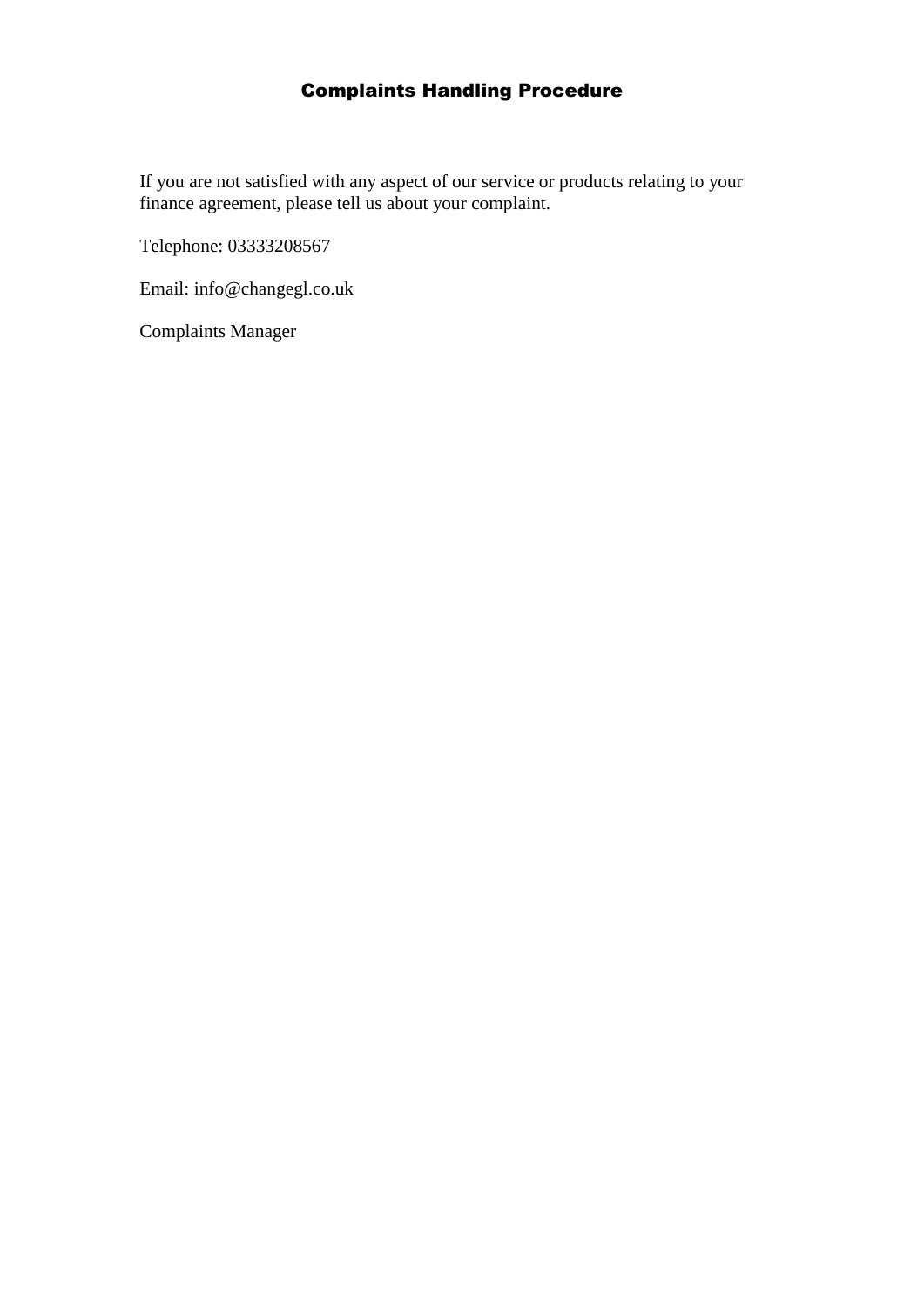# Complaints Handling Procedure

If you are not satisfied with any aspect of our service or products relating to your finance agreement, please tell us about your complaint.

Telephone: 03333208567

Email: info@changegl.co.uk

Complaints Manager